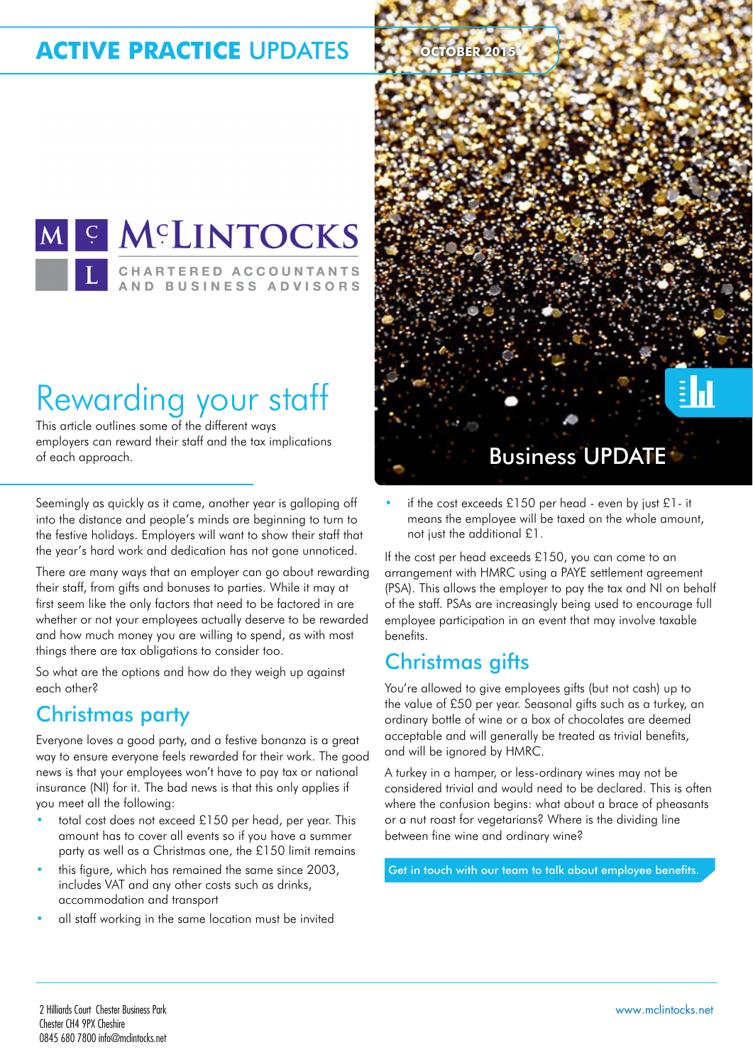ACTIVE PRACTICE UPDATES

OCTOBER 2015

McLINTOCKS
CHARTERED ACCOUNTANTS AND BUSINESS ADVISORS

Business UPDATE

# Rewarding your staff

This article outlines some of the different ways employers can reward their staff and the tax implications of each approach.

Seemingly as quickly as it came, another year is galloping off into the distance and people's minds are beginning to turn to the festive holidays. Employers will want to show their staff that the year's hard work and dedication has not gone unnoticed.

There are many ways that an employer can go about rewarding their staff, from gifts and bonuses to parties. While it may at first seem like the only factors that need to be factored in are whether or not your employees actually deserve to be rewarded and how much money you are willing to spend, as with most things there are tax obligations to consider too.

So what are the options and how do they weigh up against each other?

## Christmas party

Everyone loves a good party, and a festive bonanza is a great way to ensure everyone feels rewarded for their work. The good news is that your employees won't have to pay tax or national insurance (NI) for it. The bad news is that this only applies if you meet all the following:

- total cost does not exceed £150 per head, per year. This amount has to cover all events so if you have a summer party as well as a Christmas one, the £150 limit remains
- this figure, which has remained the same since 2003, includes VAT and any other costs such as drinks, accommodation and transport
- all staff working in the same location must be invited
- if the cost exceeds £150 per head - even by just £1- it means the employee will be taxed on the whole amount, not just the additional £1.

If the cost per head exceeds £150, you can come to an arrangement with HMRC using a PAYE settlement agreement (PSA). This allows the employer to pay the tax and NI on behalf of the staff. PSAs are increasingly being used to encourage full employee participation in an event that may involve taxable benefits.

## Christmas gifts

You're allowed to give employees gifts (but not cash) up to the value of £50 per year. Seasonal gifts such as a turkey, an ordinary bottle of wine or a box of chocolates are deemed acceptable and will generally be treated as trivial benefits, and will be ignored by HMRC.

A turkey in a hamper, or less-ordinary wines may not be considered trivial and would need to be declared. This is often where the confusion begins: what about a brace of pheasants or a nut roast for vegetarians? Where is the dividing line between fine wine and ordinary wine?

Get in touch with our team to talk about employee benefits.

2 Hilliards Court Chester Business Park
Chester CH4 9PX Cheshire
0845 680 7800 info@mclintocks.net

www.mclintocks.net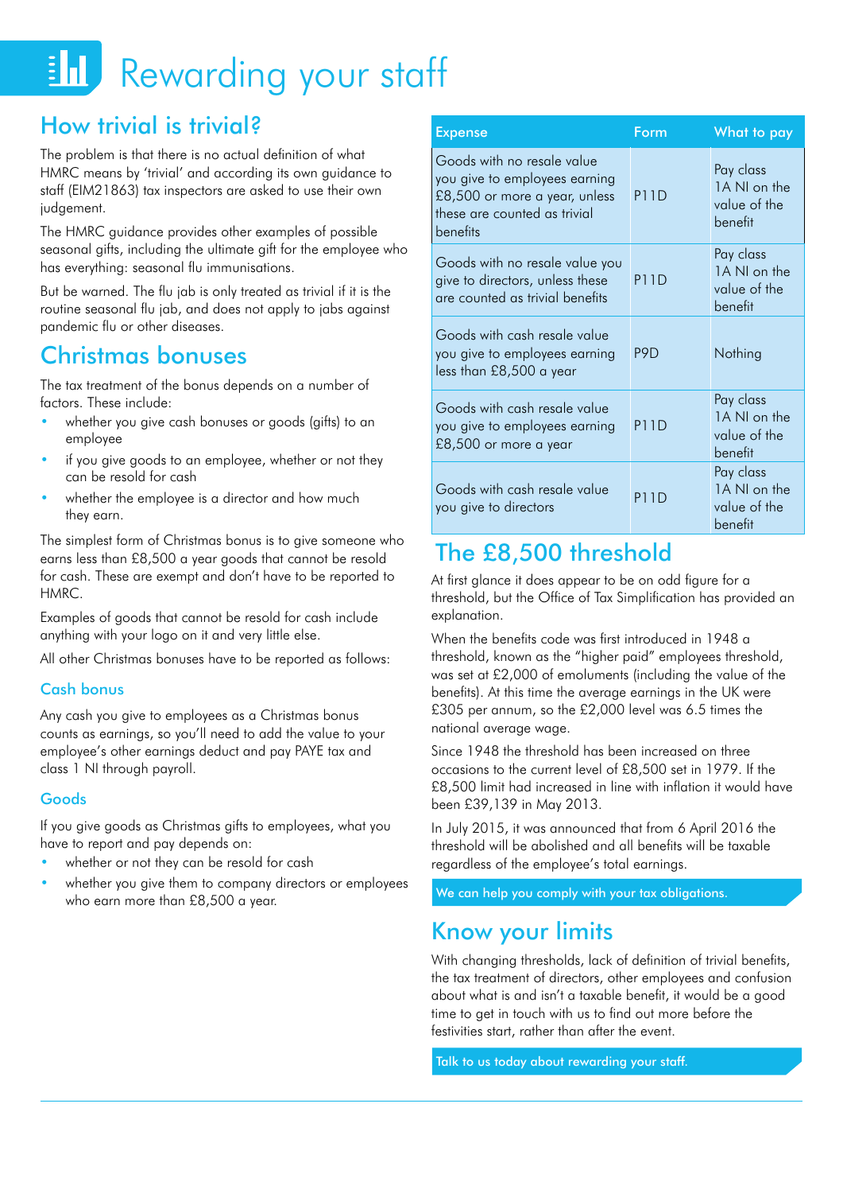# Rewarding your staff

## How trivial is trivial?

The problem is that there is no actual definition of what HMRC means by 'trivial' and according its own guidance to staff (EIM21863) tax inspectors are asked to use their own judgement.

The HMRC guidance provides other examples of possible seasonal gifts, including the ultimate gift for the employee who has everything: seasonal flu immunisations.

But be warned. The flu jab is only treated as trivial if it is the routine seasonal flu jab, and does not apply to jabs against pandemic flu or other diseases.

## Christmas bonuses

The tax treatment of the bonus depends on a number of factors. These include:

- whether you give cash bonuses or goods (gifts) to an employee
- if you give goods to an employee, whether or not they can be resold for cash
- whether the employee is a director and how much they earn.

The simplest form of Christmas bonus is to give someone who earns less than £8,500 a year goods that cannot be resold for cash. These are exempt and don't have to be reported to HMRC.

Examples of goods that cannot be resold for cash include anything with your logo on it and very little else.

All other Christmas bonuses have to be reported as follows:

### Cash bonus

Any cash you give to employees as a Christmas bonus counts as earnings, so you'll need to add the value to your employee's other earnings deduct and pay PAYE tax and class 1 NI through payroll.

### Goods

If you give goods as Christmas gifts to employees, what you have to report and pay depends on:

- whether or not they can be resold for cash
- whether you give them to company directors or employees who earn more than £8,500 a year.

| Expense | Form | What to pay |
|---|---|---|
| Goods with no resale value you give to employees earning £8,500 or more a year, unless these are counted as trivial benefits | P11D | Pay class 1A NI on the value of the benefit |
| Goods with no resale value you give to directors, unless these are counted as trivial benefits | P11D | Pay class 1A NI on the value of the benefit |
| Goods with cash resale value you give to employees earning less than £8,500 a year | P9D | Nothing |
| Goods with cash resale value you give to employees earning £8,500 or more a year | P11D | Pay class 1A NI on the value of the benefit |
| Goods with cash resale value you give to directors | P11D | Pay class 1A NI on the value of the benefit |

## The £8,500 threshold

At first glance it does appear to be on odd figure for a threshold, but the Office of Tax Simplification has provided an explanation.

When the benefits code was first introduced in 1948 a threshold, known as the "higher paid" employees threshold, was set at £2,000 of emoluments (including the value of the benefits). At this time the average earnings in the UK were £305 per annum, so the £2,000 level was 6.5 times the national average wage.

Since 1948 the threshold has been increased on three occasions to the current level of £8,500 set in 1979. If the £8,500 limit had increased in line with inflation it would have been £39,139 in May 2013.

In July 2015, it was announced that from 6 April 2016 the threshold will be abolished and all benefits will be taxable regardless of the employee's total earnings.

**We can help you comply with your tax obligations.**

## Know your limits

With changing thresholds, lack of definition of trivial benefits, the tax treatment of directors, other employees and confusion about what is and isn't a taxable benefit, it would be a good time to get in touch with us to find out more before the festivities start, rather than after the event.

**Talk to us today about rewarding your staff.**